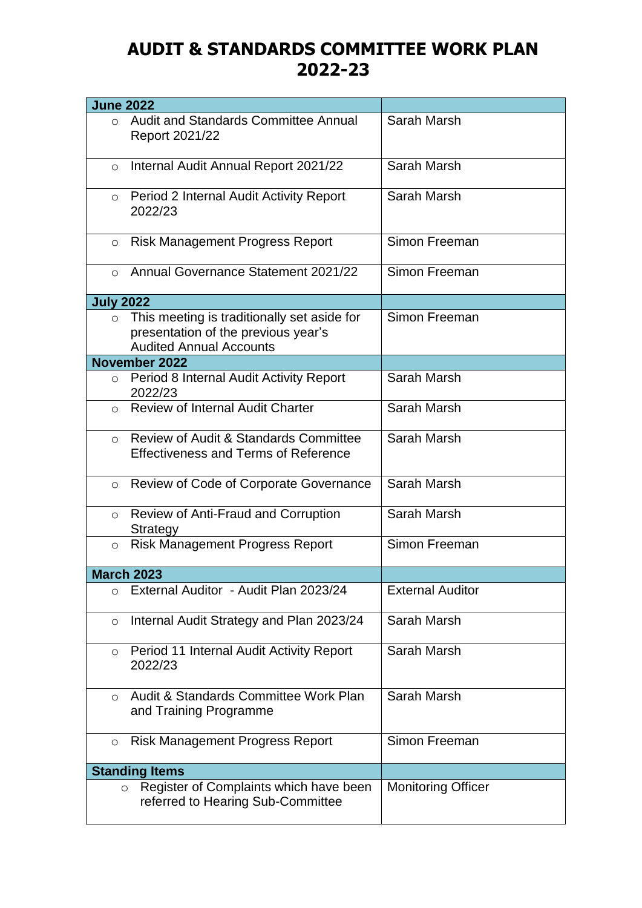# AUDIT & STANDARDS COMMITTEE WORK PLAN 2022-23

| **June 2022** | |
|---|---|
| ○ Audit and Standards Committee Annual Report 2021/22 | Sarah Marsh |
| ○ Internal Audit Annual Report 2021/22 | Sarah Marsh |
| ○ Period 2 Internal Audit Activity Report 2022/23 | Sarah Marsh |
| ○ Risk Management Progress Report | Simon Freeman |
| ○ Annual Governance Statement 2021/22 | Simon Freeman |
| **July 2022** | |
| ○ This meeting is traditionally set aside for presentation of the previous year's Audited Annual Accounts | Simon Freeman |
| **November 2022** | |
| ○ Period 8 Internal Audit Activity Report 2022/23 | Sarah Marsh |
| ○ Review of Internal Audit Charter | Sarah Marsh |
| ○ Review of Audit & Standards Committee Effectiveness and Terms of Reference | Sarah Marsh |
| ○ Review of Code of Corporate Governance | Sarah Marsh |
| ○ Review of Anti-Fraud and Corruption Strategy | Sarah Marsh |
| ○ Risk Management Progress Report | Simon Freeman |
| **March 2023** | |
| ○ External Auditor - Audit Plan 2023/24 | External Auditor |
| ○ Internal Audit Strategy and Plan 2023/24 | Sarah Marsh |
| ○ Period 11 Internal Audit Activity Report 2022/23 | Sarah Marsh |
| ○ Audit & Standards Committee Work Plan and Training Programme | Sarah Marsh |
| ○ Risk Management Progress Report | Simon Freeman |
| **Standing Items** | |
| ○ Register of Complaints which have been referred to Hearing Sub-Committee | Monitoring Officer |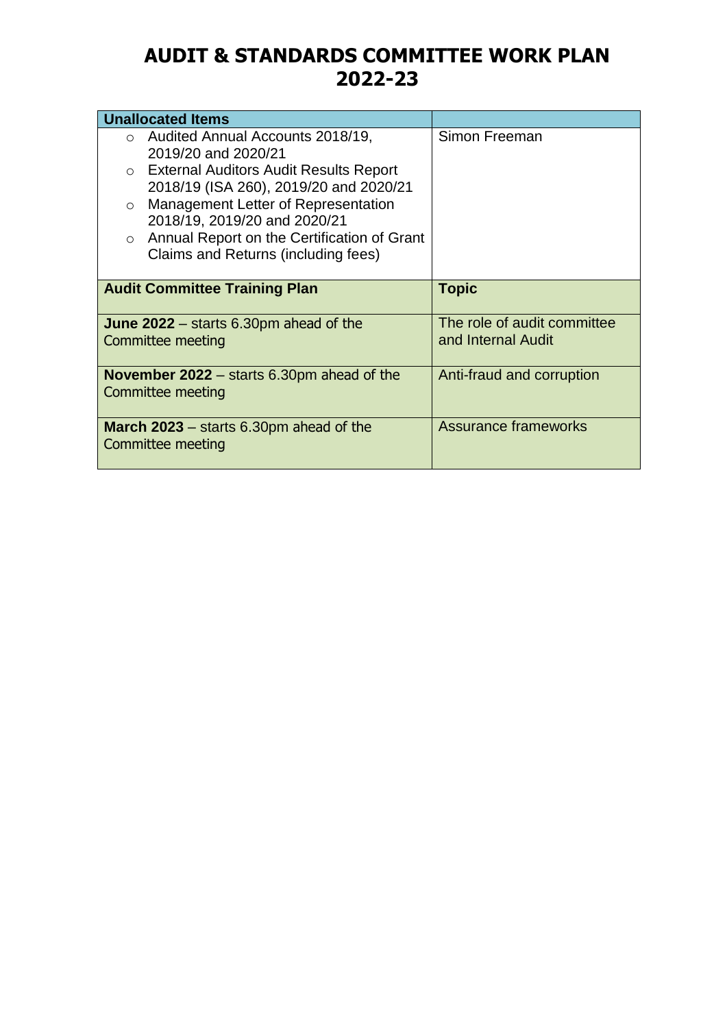# AUDIT & STANDARDS COMMITTEE WORK PLAN 2022-23

| **Unallocated Items** | |
|---|---|
| <ul><li>Audited Annual Accounts 2018/19, 2019/20 and 2020/21</li><li>External Auditors Audit Results Report 2018/19 (ISA 260), 2019/20 and 2020/21</li><li>Management Letter of Representation 2018/19, 2019/20 and 2020/21</li><li>Annual Report on the Certification of Grant Claims and Returns (including fees)</li></ul> | Simon Freeman |
| **Audit Committee Training Plan** | **Topic** |
| **June 2022** – starts 6.30pm ahead of the Committee meeting | The role of audit committee and Internal Audit |
| **November 2022** – starts 6.30pm ahead of the Committee meeting | Anti-fraud and corruption |
| **March 2023** – starts 6.30pm ahead of the Committee meeting | Assurance frameworks |